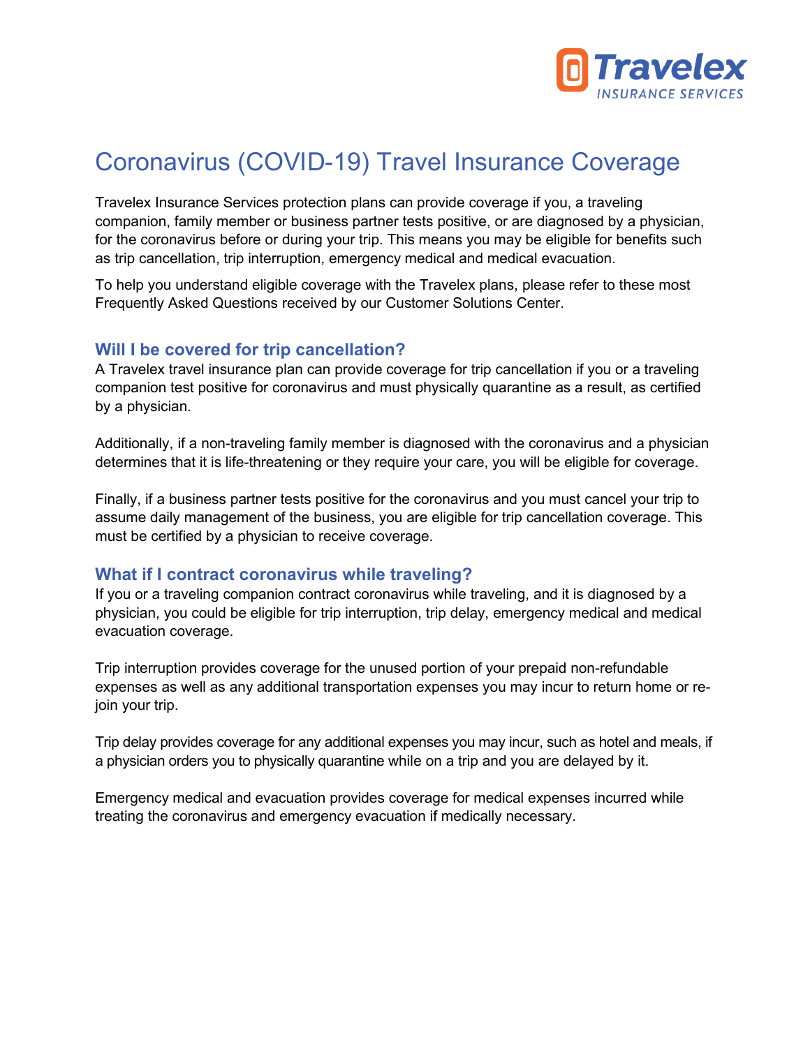# Coronavirus (COVID-19) Travel Insurance Coverage

Travelex Insurance Services protection plans can provide coverage if you, a traveling companion, family member or business partner tests positive, or are diagnosed by a physician, for the coronavirus before or during your trip. This means you may be eligible for benefits such as trip cancellation, trip interruption, emergency medical and medical evacuation.

To help you understand eligible coverage with the Travelex plans, please refer to these most Frequently Asked Questions received by our Customer Solutions Center.

## Will I be covered for trip cancellation?

A Travelex travel insurance plan can provide coverage for trip cancellation if you or a traveling companion test positive for coronavirus and must physically quarantine as a result, as certified by a physician.

Additionally, if a non-traveling family member is diagnosed with the coronavirus and a physician determines that it is life-threatening or they require your care, you will be eligible for coverage.

Finally, if a business partner tests positive for the coronavirus and you must cancel your trip to assume daily management of the business, you are eligible for trip cancellation coverage. This must be certified by a physician to receive coverage.

## What if I contract coronavirus while traveling?

If you or a traveling companion contract coronavirus while traveling, and it is diagnosed by a physician, you could be eligible for trip interruption, trip delay, emergency medical and medical evacuation coverage.

Trip interruption provides coverage for the unused portion of your prepaid non-refundable expenses as well as any additional transportation expenses you may incur to return home or re-join your trip.

Trip delay provides coverage for any additional expenses you may incur, such as hotel and meals, if a physician orders you to physically quarantine while on a trip and you are delayed by it.

Emergency medical and evacuation provides coverage for medical expenses incurred while treating the coronavirus and emergency evacuation if medically necessary.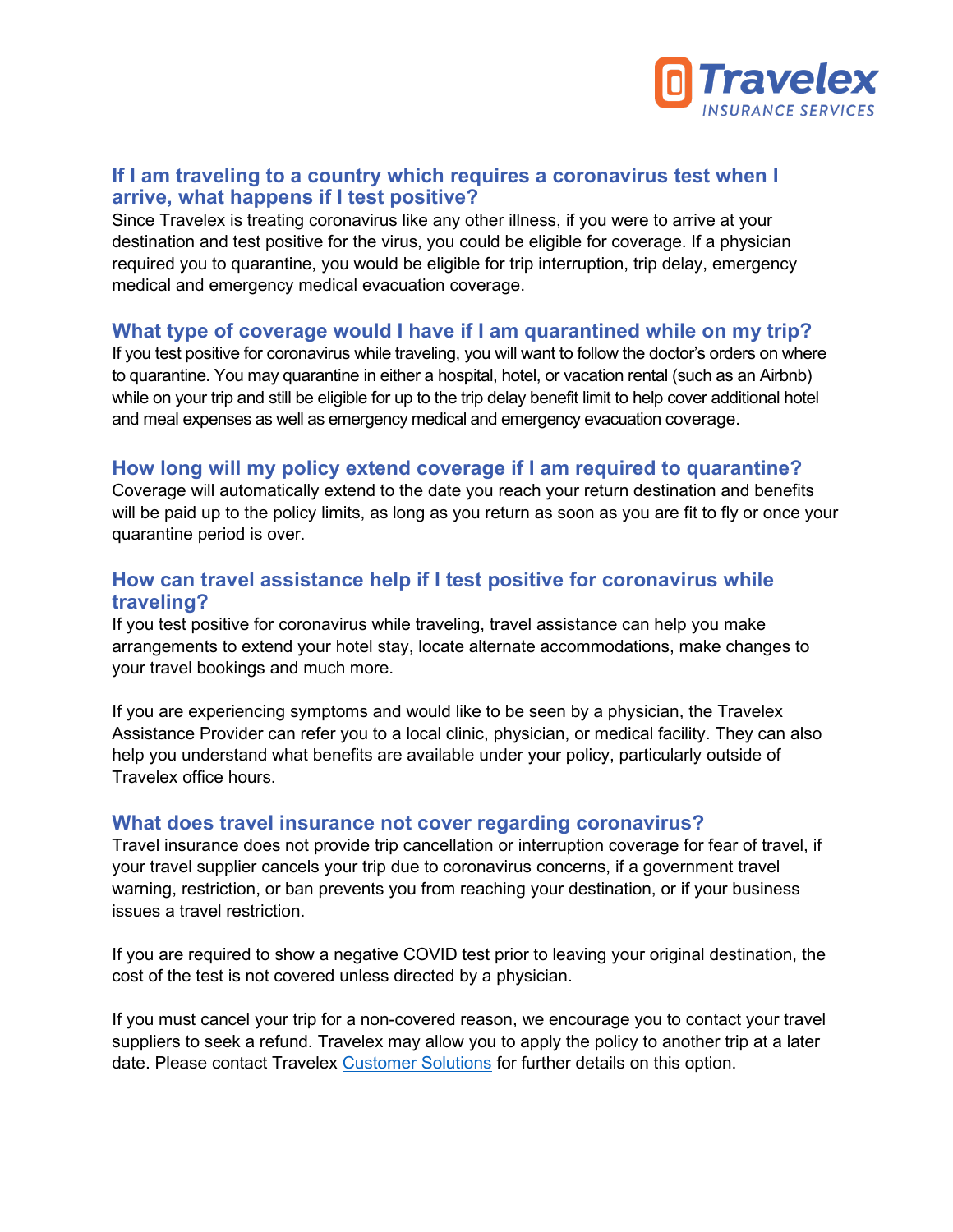## If I am traveling to a country which requires a coronavirus test when I arrive, what happens if I test positive?

Since Travelex is treating coronavirus like any other illness, if you were to arrive at your destination and test positive for the virus, you could be eligible for coverage. If a physician required you to quarantine, you would be eligible for trip interruption, trip delay, emergency medical and emergency medical evacuation coverage.

## What type of coverage would I have if I am quarantined while on my trip?

If you test positive for coronavirus while traveling, you will want to follow the doctor's orders on where to quarantine. You may quarantine in either a hospital, hotel, or vacation rental (such as an Airbnb) while on your trip and still be eligible for up to the trip delay benefit limit to help cover additional hotel and meal expenses as well as emergency medical and emergency evacuation coverage.

## How long will my policy extend coverage if I am required to quarantine?

Coverage will automatically extend to the date you reach your return destination and benefits will be paid up to the policy limits, as long as you return as soon as you are fit to fly or once your quarantine period is over.

## How can travel assistance help if I test positive for coronavirus while traveling?

If you test positive for coronavirus while traveling, travel assistance can help you make arrangements to extend your hotel stay, locate alternate accommodations, make changes to your travel bookings and much more.

If you are experiencing symptoms and would like to be seen by a physician, the Travelex Assistance Provider can refer you to a local clinic, physician, or medical facility. They can also help you understand what benefits are available under your policy, particularly outside of Travelex office hours.

## What does travel insurance not cover regarding coronavirus?

Travel insurance does not provide trip cancellation or interruption coverage for fear of travel, if your travel supplier cancels your trip due to coronavirus concerns, if a government travel warning, restriction, or ban prevents you from reaching your destination, or if your business issues a travel restriction.

If you are required to show a negative COVID test prior to leaving your original destination, the cost of the test is not covered unless directed by a physician.

If you must cancel your trip for a non-covered reason, we encourage you to contact your travel suppliers to seek a refund. Travelex may allow you to apply the policy to another trip at a later date. Please contact Travelex Customer Solutions for further details on this option.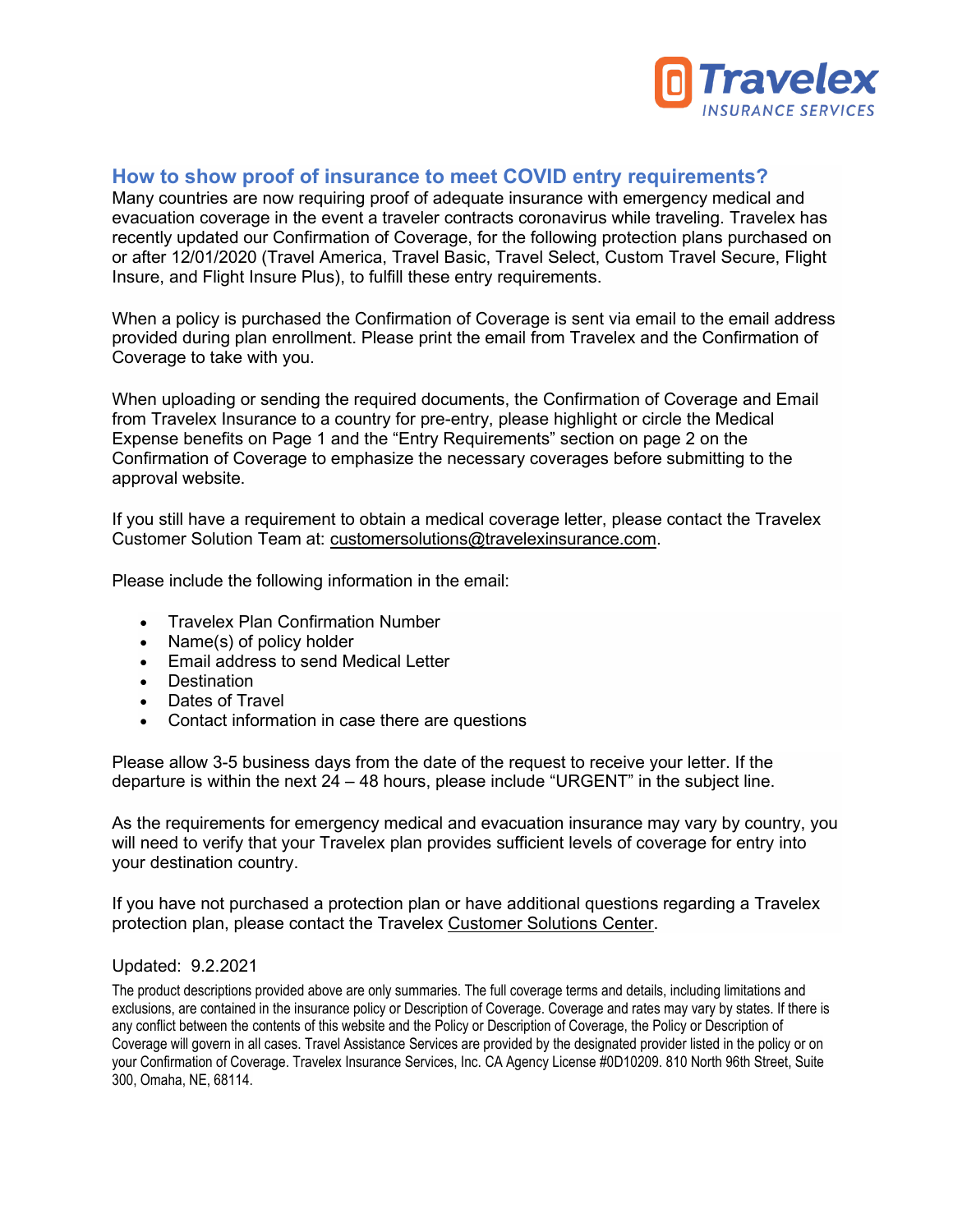## How to show proof of insurance to meet COVID entry requirements?

Many countries are now requiring proof of adequate insurance with emergency medical and evacuation coverage in the event a traveler contracts coronavirus while traveling. Travelex has recently updated our Confirmation of Coverage, for the following protection plans purchased on or after 12/01/2020 (Travel America, Travel Basic, Travel Select, Custom Travel Secure, Flight Insure, and Flight Insure Plus), to fulfill these entry requirements.

When a policy is purchased the Confirmation of Coverage is sent via email to the email address provided during plan enrollment. Please print the email from Travelex and the Confirmation of Coverage to take with you.

When uploading or sending the required documents, the Confirmation of Coverage and Email from Travelex Insurance to a country for pre-entry, please highlight or circle the Medical Expense benefits on Page 1 and the "Entry Requirements" section on page 2 on the Confirmation of Coverage to emphasize the necessary coverages before submitting to the approval website.

If you still have a requirement to obtain a medical coverage letter, please contact the Travelex Customer Solution Team at: customersolutions@travelexinsurance.com.

Please include the following information in the email:

- Travelex Plan Confirmation Number
- Name(s) of policy holder
- Email address to send Medical Letter
- Destination
- Dates of Travel
- Contact information in case there are questions

Please allow 3-5 business days from the date of the request to receive your letter. If the departure is within the next 24 – 48 hours, please include "URGENT" in the subject line.

As the requirements for emergency medical and evacuation insurance may vary by country, you will need to verify that your Travelex plan provides sufficient levels of coverage for entry into your destination country.

If you have not purchased a protection plan or have additional questions regarding a Travelex protection plan, please contact the Travelex Customer Solutions Center.

Updated: 9.2.2021

The product descriptions provided above are only summaries. The full coverage terms and details, including limitations and exclusions, are contained in the insurance policy or Description of Coverage. Coverage and rates may vary by states. If there is any conflict between the contents of this website and the Policy or Description of Coverage, the Policy or Description of Coverage will govern in all cases. Travel Assistance Services are provided by the designated provider listed in the policy or on your Confirmation of Coverage. Travelex Insurance Services, Inc. CA Agency License #0D10209. 810 North 96th Street, Suite 300, Omaha, NE, 68114.